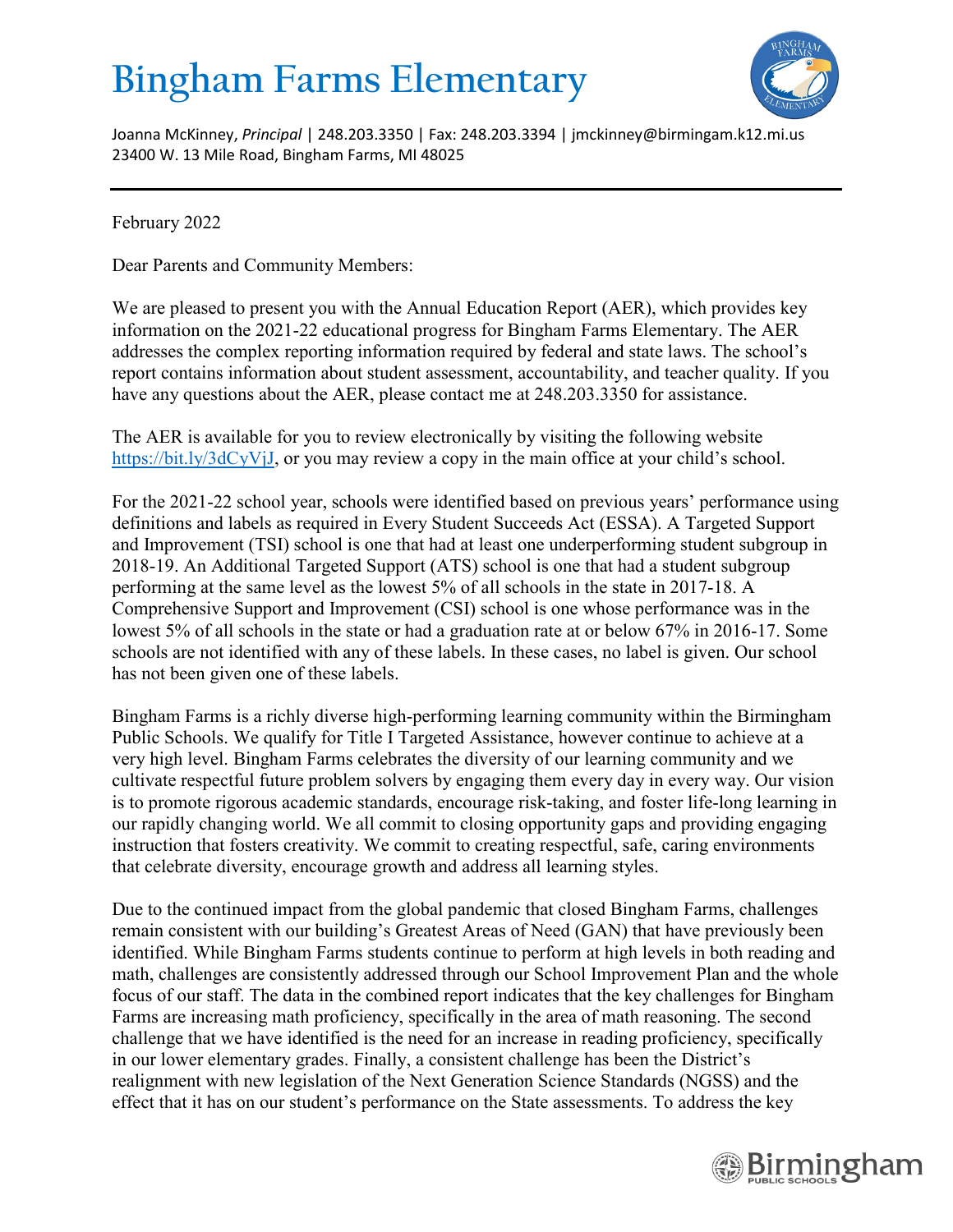# Bingham Farms Elementary

Joanna McKinney, *Principal* | 248.203.3350 | Fax: 248.203.3394 | jmckinney@birmingam.k12.mi.us
23400 W. 13 Mile Road, Bingham Farms, MI 48025

---

February 2022

Dear Parents and Community Members:

We are pleased to present you with the Annual Education Report (AER), which provides key information on the 2021-22 educational progress for Bingham Farms Elementary. The AER addresses the complex reporting information required by federal and state laws. The school's report contains information about student assessment, accountability, and teacher quality. If you have any questions about the AER, please contact me at 248.203.3350 for assistance.

The AER is available for you to review electronically by visiting the following website https://bit.ly/3dCyVjJ, or you may review a copy in the main office at your child's school.

For the 2021-22 school year, schools were identified based on previous years' performance using definitions and labels as required in Every Student Succeeds Act (ESSA). A Targeted Support and Improvement (TSI) school is one that had at least one underperforming student subgroup in 2018-19. An Additional Targeted Support (ATS) school is one that had a student subgroup performing at the same level as the lowest 5% of all schools in the state in 2017-18. A Comprehensive Support and Improvement (CSI) school is one whose performance was in the lowest 5% of all schools in the state or had a graduation rate at or below 67% in 2016-17. Some schools are not identified with any of these labels. In these cases, no label is given. Our school has not been given one of these labels.

Bingham Farms is a richly diverse high-performing learning community within the Birmingham Public Schools. We qualify for Title I Targeted Assistance, however continue to achieve at a very high level. Bingham Farms celebrates the diversity of our learning community and we cultivate respectful future problem solvers by engaging them every day in every way. Our vision is to promote rigorous academic standards, encourage risk-taking, and foster life-long learning in our rapidly changing world. We all commit to closing opportunity gaps and providing engaging instruction that fosters creativity. We commit to creating respectful, safe, caring environments that celebrate diversity, encourage growth and address all learning styles.

Due to the continued impact from the global pandemic that closed Bingham Farms, challenges remain consistent with our building's Greatest Areas of Need (GAN) that have previously been identified. While Bingham Farms students continue to perform at high levels in both reading and math, challenges are consistently addressed through our School Improvement Plan and the whole focus of our staff. The data in the combined report indicates that the key challenges for Bingham Farms are increasing math proficiency, specifically in the area of math reasoning. The second challenge that we have identified is the need for an increase in reading proficiency, specifically in our lower elementary grades. Finally, a consistent challenge has been the District's realignment with new legislation of the Next Generation Science Standards (NGSS) and the effect that it has on our student's performance on the State assessments. To address the key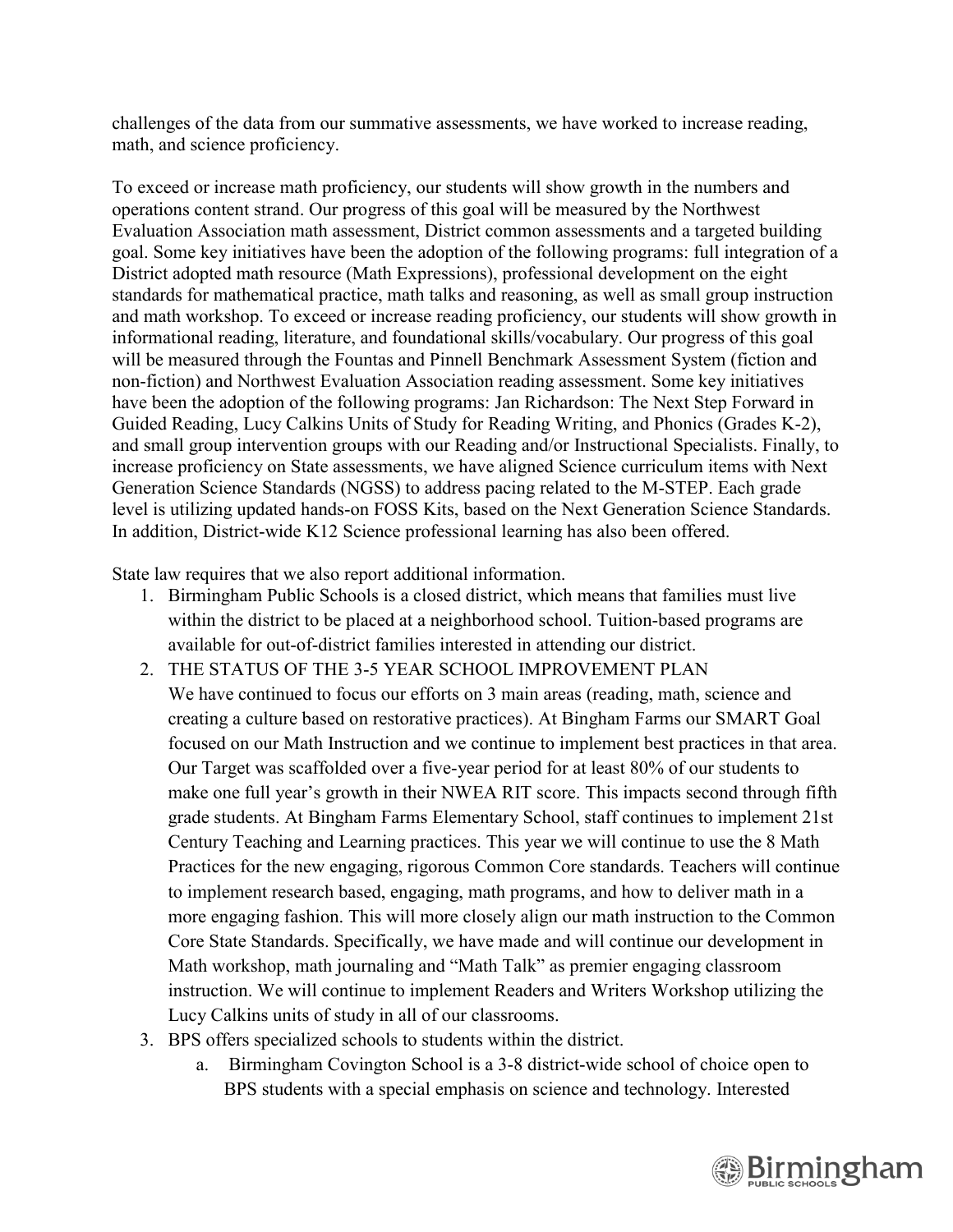challenges of the data from our summative assessments, we have worked to increase reading, math, and science proficiency.

To exceed or increase math proficiency, our students will show growth in the numbers and operations content strand. Our progress of this goal will be measured by the Northwest Evaluation Association math assessment, District common assessments and a targeted building goal. Some key initiatives have been the adoption of the following programs: full integration of a District adopted math resource (Math Expressions), professional development on the eight standards for mathematical practice, math talks and reasoning, as well as small group instruction and math workshop. To exceed or increase reading proficiency, our students will show growth in informational reading, literature, and foundational skills/vocabulary. Our progress of this goal will be measured through the Fountas and Pinnell Benchmark Assessment System (fiction and non-fiction) and Northwest Evaluation Association reading assessment. Some key initiatives have been the adoption of the following programs: Jan Richardson: The Next Step Forward in Guided Reading, Lucy Calkins Units of Study for Reading Writing, and Phonics (Grades K-2), and small group intervention groups with our Reading and/or Instructional Specialists. Finally, to increase proficiency on State assessments, we have aligned Science curriculum items with Next Generation Science Standards (NGSS) to address pacing related to the M-STEP. Each grade level is utilizing updated hands-on FOSS Kits, based on the Next Generation Science Standards. In addition, District-wide K12 Science professional learning has also been offered.

State law requires that we also report additional information.

1. Birmingham Public Schools is a closed district, which means that families must live within the district to be placed at a neighborhood school. Tuition-based programs are available for out-of-district families interested in attending our district.
2. THE STATUS OF THE 3-5 YEAR SCHOOL IMPROVEMENT PLAN
   We have continued to focus our efforts on 3 main areas (reading, math, science and creating a culture based on restorative practices). At Bingham Farms our SMART Goal focused on our Math Instruction and we continue to implement best practices in that area. Our Target was scaffolded over a five-year period for at least 80% of our students to make one full year's growth in their NWEA RIT score. This impacts second through fifth grade students. At Bingham Farms Elementary School, staff continues to implement 21st Century Teaching and Learning practices. This year we will continue to use the 8 Math Practices for the new engaging, rigorous Common Core standards. Teachers will continue to implement research based, engaging, math programs, and how to deliver math in a more engaging fashion. This will more closely align our math instruction to the Common Core State Standards. Specifically, we have made and will continue our development in Math workshop, math journaling and "Math Talk" as premier engaging classroom instruction. We will continue to implement Readers and Writers Workshop utilizing the Lucy Calkins units of study in all of our classrooms.
3. BPS offers specialized schools to students within the district.
   a. Birmingham Covington School is a 3-8 district-wide school of choice open to BPS students with a special emphasis on science and technology. Interested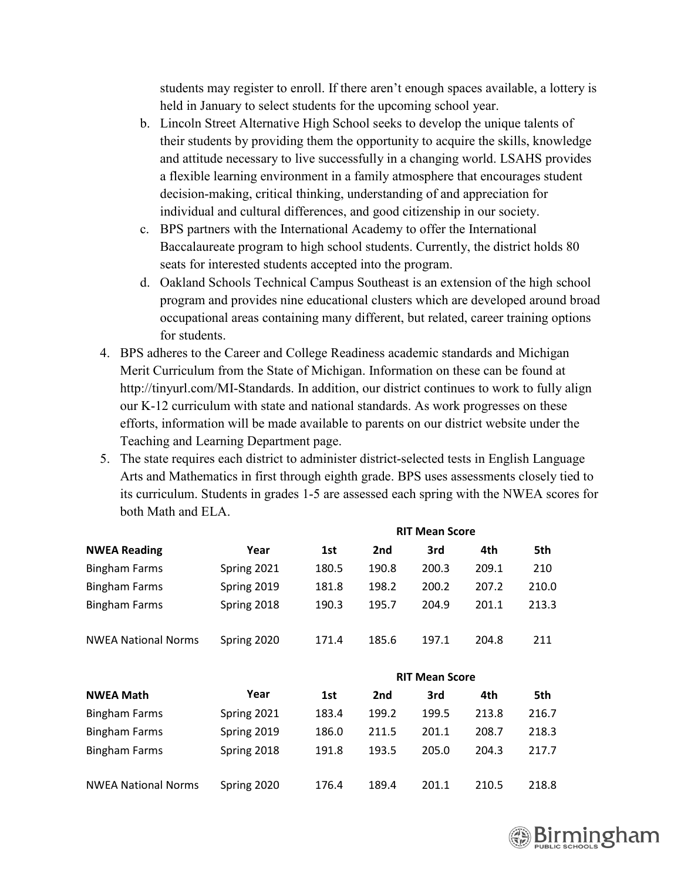students may register to enroll. If there aren't enough spaces available, a lottery is held in January to select students for the upcoming school year.

   b. Lincoln Street Alternative High School seeks to develop the unique talents of their students by providing them the opportunity to acquire the skills, knowledge and attitude necessary to live successfully in a changing world. LSAHS provides a flexible learning environment in a family atmosphere that encourages student decision-making, critical thinking, understanding of and appreciation for individual and cultural differences, and good citizenship in our society.
   c. BPS partners with the International Academy to offer the International Baccalaureate program to high school students. Currently, the district holds 80 seats for interested students accepted into the program.
   d. Oakland Schools Technical Campus Southeast is an extension of the high school program and provides nine educational clusters which are developed around broad occupational areas containing many different, but related, career training options for students.

4. BPS adheres to the Career and College Readiness academic standards and Michigan Merit Curriculum from the State of Michigan. Information on these can be found at http://tinyurl.com/MI-Standards. In addition, our district continues to work to fully align our K-12 curriculum with state and national standards. As work progresses on these efforts, information will be made available to parents on our district website under the Teaching and Learning Department page.
5. The state requires each district to administer district-selected tests in English Language Arts and Mathematics in first through eighth grade. BPS uses assessments closely tied to its curriculum. Students in grades 1-5 are assessed each spring with the NWEA scores for both Math and ELA.

| | | RIT Mean Score | | | | |
|---|---|---|---|---|---|---|
| **NWEA Reading** | **Year** | **1st** | **2nd** | **3rd** | **4th** | **5th** |
| Bingham Farms | Spring 2021 | 180.5 | 190.8 | 200.3 | 209.1 | 210 |
| Bingham Farms | Spring 2019 | 181.8 | 198.2 | 200.2 | 207.2 | 210.0 |
| Bingham Farms | Spring 2018 | 190.3 | 195.7 | 204.9 | 201.1 | 213.3 |
| NWEA National Norms | Spring 2020 | 171.4 | 185.6 | 197.1 | 204.8 | 211 |

| | | RIT Mean Score | | | | |
|---|---|---|---|---|---|---|
| **NWEA Math** | **Year** | **1st** | **2nd** | **3rd** | **4th** | **5th** |
| Bingham Farms | Spring 2021 | 183.4 | 199.2 | 199.5 | 213.8 | 216.7 |
| Bingham Farms | Spring 2019 | 186.0 | 211.5 | 201.1 | 208.7 | 218.3 |
| Bingham Farms | Spring 2018 | 191.8 | 193.5 | 205.0 | 204.3 | 217.7 |
| NWEA National Norms | Spring 2020 | 176.4 | 189.4 | 201.1 | 210.5 | 218.8 |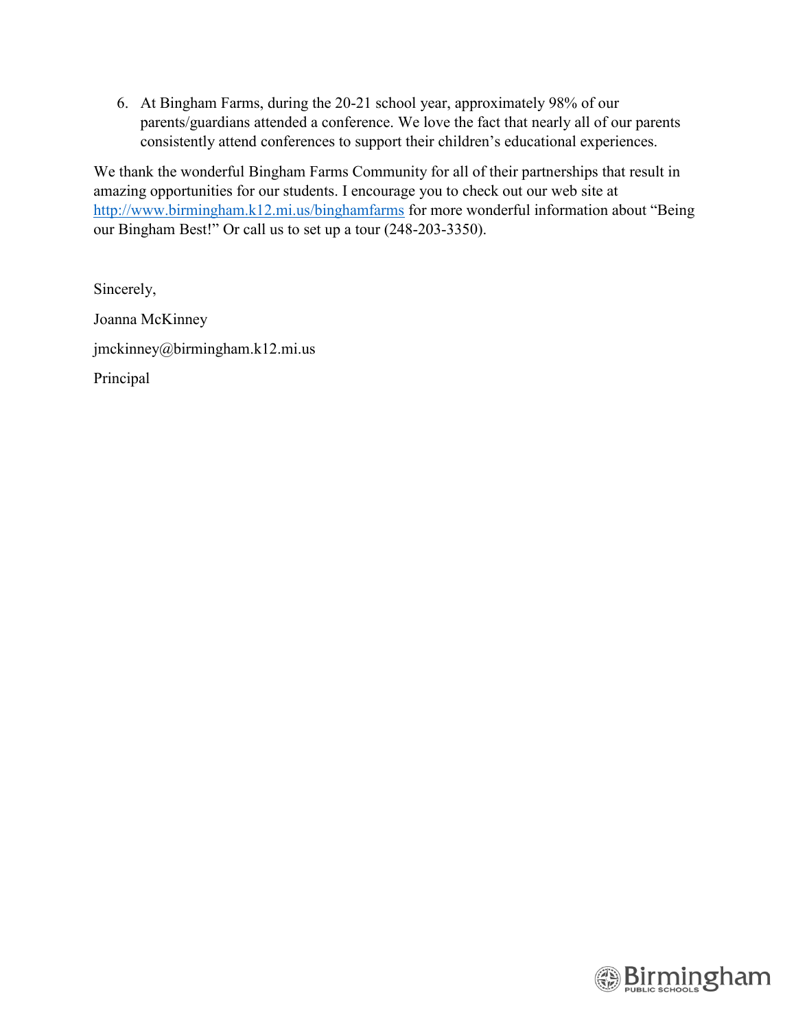6. At Bingham Farms, during the 20-21 school year, approximately 98% of our parents/guardians attended a conference. We love the fact that nearly all of our parents consistently attend conferences to support their children's educational experiences.

We thank the wonderful Bingham Farms Community for all of their partnerships that result in amazing opportunities for our students. I encourage you to check out our web site at [http://www.birmingham.k12.mi.us/binghamfarms](http://www.birmingham.k12.mi.us/binghamfarms) for more wonderful information about "Being our Bingham Best!" Or call us to set up a tour (248-203-3350).

Sincerely,

Joanna McKinney

jmckinney@birmingham.k12.mi.us

Principal